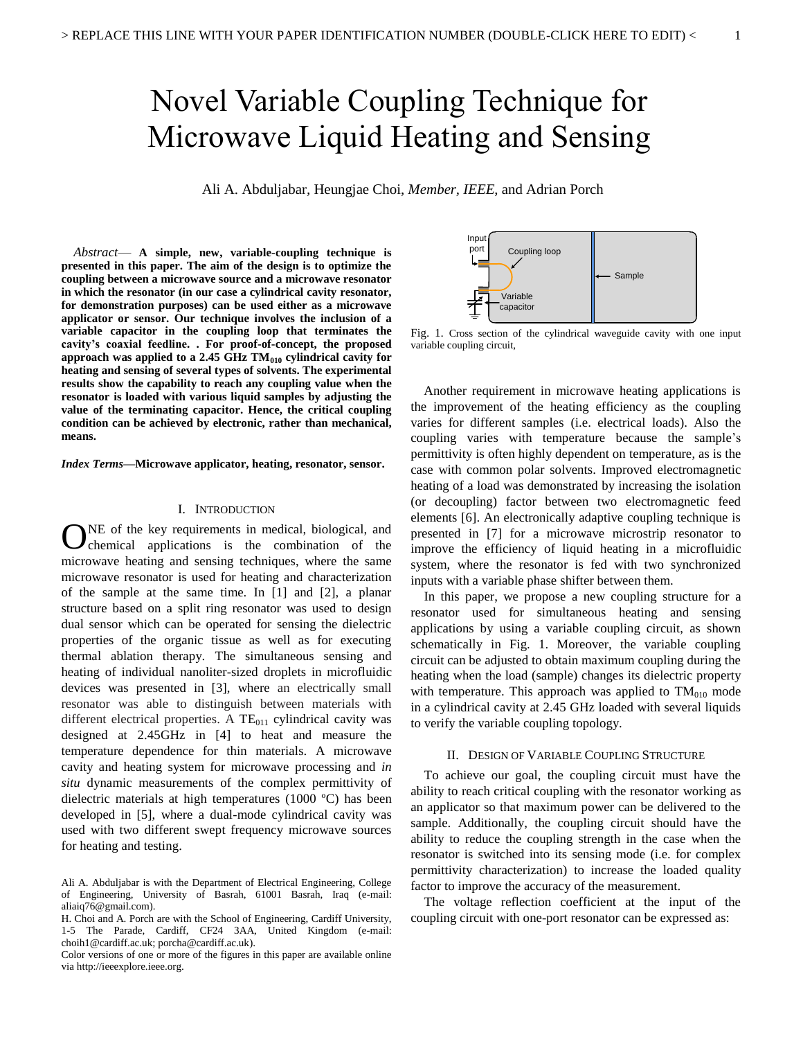# Novel Variable Coupling Technique for Microwave Liquid Heating and Sensing

Ali A. Abduljabar, Heungjae Choi, *Member, IEEE*, and Adrian Porch

*Abstract*— **A simple, new, variable-coupling technique is presented in this paper. The aim of the design is to optimize the coupling between a microwave source and a microwave resonator in which the resonator (in our case a cylindrical cavity resonator, for demonstration purposes) can be used either as a microwave applicator or sensor. Our technique involves the inclusion of a variable capacitor in the coupling loop that terminates the cavity's coaxial feedline. . For proof-of-concept, the proposed approach was applied to a 2.45 GHz $TM_{010}$ cylindrical cavity for heating and sensing of several types of solvents. The experimental results show the capability to reach any coupling value when the resonator is loaded with various liquid samples by adjusting the value of the terminating capacitor. Hence, the critical coupling condition can be achieved by electronic, rather than mechanical, means.**

*Index Terms*—**Microwave applicator, heating, resonator, sensor.**

## I. Introduction

ONE of the key requirements in medical, biological, and chemical applications is the combination of the microwave heating and sensing techniques, where the same microwave resonator is used for heating and characterization of the sample at the same time. In [1] and [2], a planar structure based on a split ring resonator was used to design dual sensor which can be operated for sensing the dielectric properties of the organic tissue as well as for executing thermal ablation therapy. The simultaneous sensing and heating of individual nanoliter-sized droplets in microfluidic devices was presented in [3], where an electrically small resonator was able to distinguish between materials with different electrical properties. A $TE_{011}$ cylindrical cavity was designed at 2.45GHz in [4] to heat and measure the temperature dependence for thin materials. A microwave cavity and heating system for microwave processing and *in situ* dynamic measurements of the complex permittivity of dielectric materials at high temperatures (1000 ºC) has been developed in [5], where a dual-mode cylindrical cavity was used with two different swept frequency microwave sources for heating and testing.

Ali A. Abduljabar is with the Department of Electrical Engineering, College of Engineering, University of Basrah, 61001 Basrah, Iraq (e-mail: aliaiq76@gmail.com).

H. Choi and A. Porch are with the School of Engineering, Cardiff University, 1-5 The Parade, Cardiff, CF24 3AA, United Kingdom (e-mail: choih1@cardiff.ac.uk; porcha@cardiff.ac.uk).

Color versions of one or more of the figures in this paper are available online via http://ieeexplore.ieee.org.

Fig. 1. Cross section of the cylindrical waveguide cavity with one input variable coupling circuit,

Another requirement in microwave heating applications is the improvement of the heating efficiency as the coupling varies for different samples (i.e. electrical loads). Also the coupling varies with temperature because the sample's permittivity is often highly dependent on temperature, as is the case with common polar solvents. Improved electromagnetic heating of a load was demonstrated by increasing the isolation (or decoupling) factor between two electromagnetic feed elements [6]. An electronically adaptive coupling technique is presented in [7] for a microwave microstrip resonator to improve the efficiency of liquid heating in a microfluidic system, where the resonator is fed with two synchronized inputs with a variable phase shifter between them.

In this paper, we propose a new coupling structure for a resonator used for simultaneous heating and sensing applications by using a variable coupling circuit, as shown schematically in Fig. 1. Moreover, the variable coupling circuit can be adjusted to obtain maximum coupling during the heating when the load (sample) changes its dielectric property with temperature. This approach was applied to $TM_{010}$ mode in a cylindrical cavity at 2.45 GHz loaded with several liquids to verify the variable coupling topology.

## II. Design of Variable Coupling Structure

To achieve our goal, the coupling circuit must have the ability to reach critical coupling with the resonator working as an applicator so that maximum power can be delivered to the sample. Additionally, the coupling circuit should have the ability to reduce the coupling strength in the case when the resonator is switched into its sensing mode (i.e. for complex permittivity characterization) to increase the loaded quality factor to improve the accuracy of the measurement.

The voltage reflection coefficient at the input of the coupling circuit with one-port resonator can be expressed as: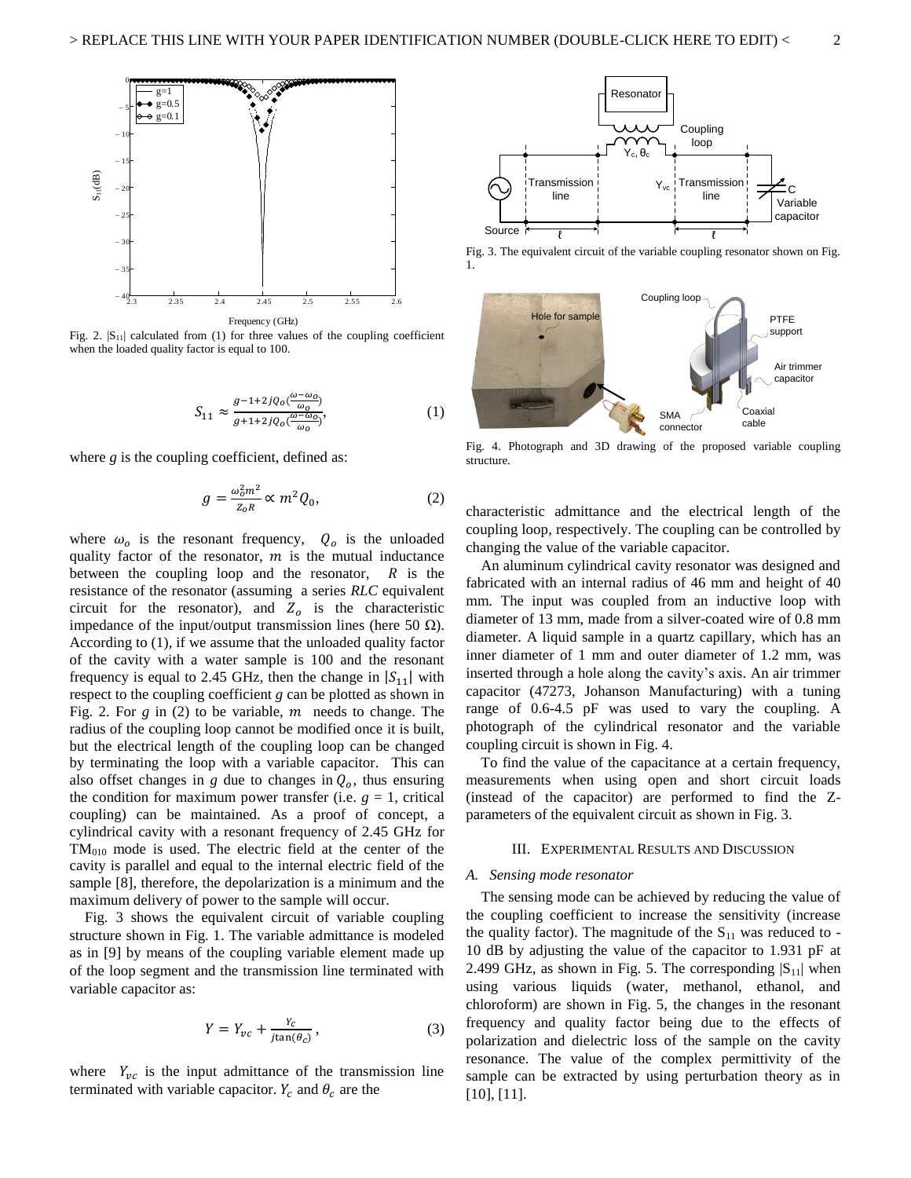Fig. 2. $|S_{11}|$ calculated from (1) for three values of the coupling coefficient when the loaded quality factor is equal to 100.

$$S_{11} \approx \frac{g-1+2jQ_o(\frac{\omega-\omega_o}{\omega_o})}{g+1+2jQ_o(\frac{\omega-\omega_o}{\omega_o})}, \tag{1}$$

where $g$ is the coupling coefficient, defined as:

$$g = \frac{\omega_o^2 m^2}{Z_o R} \propto m^2 Q_0, \tag{2}$$

where $\omega_o$ is the resonant frequency, $Q_o$ is the unloaded quality factor of the resonator, $m$ is the mutual inductance between the coupling loop and the resonator, $R$ is the resistance of the resonator (assuming a series *RLC* equivalent circuit for the resonator), and $Z_o$ is the characteristic impedance of the input/output transmission lines (here 50 Ω). According to (1), if we assume that the unloaded quality factor of the cavity with a water sample is 100 and the resonant frequency is equal to 2.45 GHz, then the change in $|S_{11}|$ with respect to the coupling coefficient $g$ can be plotted as shown in Fig. 2. For $g$ in (2) to be variable, $m$ needs to change. The radius of the coupling loop cannot be modified once it is built, but the electrical length of the coupling loop can be changed by terminating the loop with a variable capacitor. This can also offset changes in $g$ due to changes in $Q_o$, thus ensuring the condition for maximum power transfer (i.e. $g$ = 1, critical coupling) can be maintained. As a proof of concept, a cylindrical cavity with a resonant frequency of 2.45 GHz for $TM_{010}$ mode is used. The electric field at the center of the cavity is parallel and equal to the internal electric field of the sample [8], therefore, the depolarization is a minimum and the maximum delivery of power to the sample will occur.

Fig. 3 shows the equivalent circuit of variable coupling structure shown in Fig. 1. The variable admittance is modeled as in [9] by means of the coupling variable element made up of the loop segment and the transmission line terminated with variable capacitor as:

$$Y = Y_{vc} + \frac{Y_c}{j\tan(\theta_c)}, \tag{3}$$

where $Y_{vc}$ is the input admittance of the transmission line terminated with variable capacitor. $Y_c$ and $\theta_c$ are the characteristic admittance and the electrical length of the coupling loop, respectively. The coupling can be controlled by changing the value of the variable capacitor.

Fig. 3. The equivalent circuit of the variable coupling resonator shown on Fig. 1.

Fig. 4. Photograph and 3D drawing of the proposed variable coupling structure.

An aluminum cylindrical cavity resonator was designed and fabricated with an internal radius of 46 mm and height of 40 mm. The input was coupled from an inductive loop with diameter of 13 mm, made from a silver-coated wire of 0.8 mm diameter. A liquid sample in a quartz capillary, which has an inner diameter of 1 mm and outer diameter of 1.2 mm, was inserted through a hole along the cavity's axis. An air trimmer capacitor (47273, Johanson Manufacturing) with a tuning range of 0.6-4.5 pF was used to vary the coupling. A photograph of the cylindrical resonator and the variable coupling circuit is shown in Fig. 4.

To find the value of the capacitance at a certain frequency, measurements when using open and short circuit loads (instead of the capacitor) are performed to find the Z-parameters of the equivalent circuit as shown in Fig. 3.

## III. Experimental Results and Discussion

### A. Sensing mode resonator

The sensing mode can be achieved by reducing the value of the coupling coefficient to increase the sensitivity (increase the quality factor). The magnitude of the $S_{11}$ was reduced to -10 dB by adjusting the value of the capacitor to 1.931 pF at 2.499 GHz, as shown in Fig. 5. The corresponding $|S_{11}|$ when using various liquids (water, methanol, ethanol, and chloroform) are shown in Fig. 5, the changes in the resonant frequency and quality factor being due to the effects of polarization and dielectric loss of the sample on the cavity resonance. The value of the complex permittivity of the sample can be extracted by using perturbation theory as in [10], [11].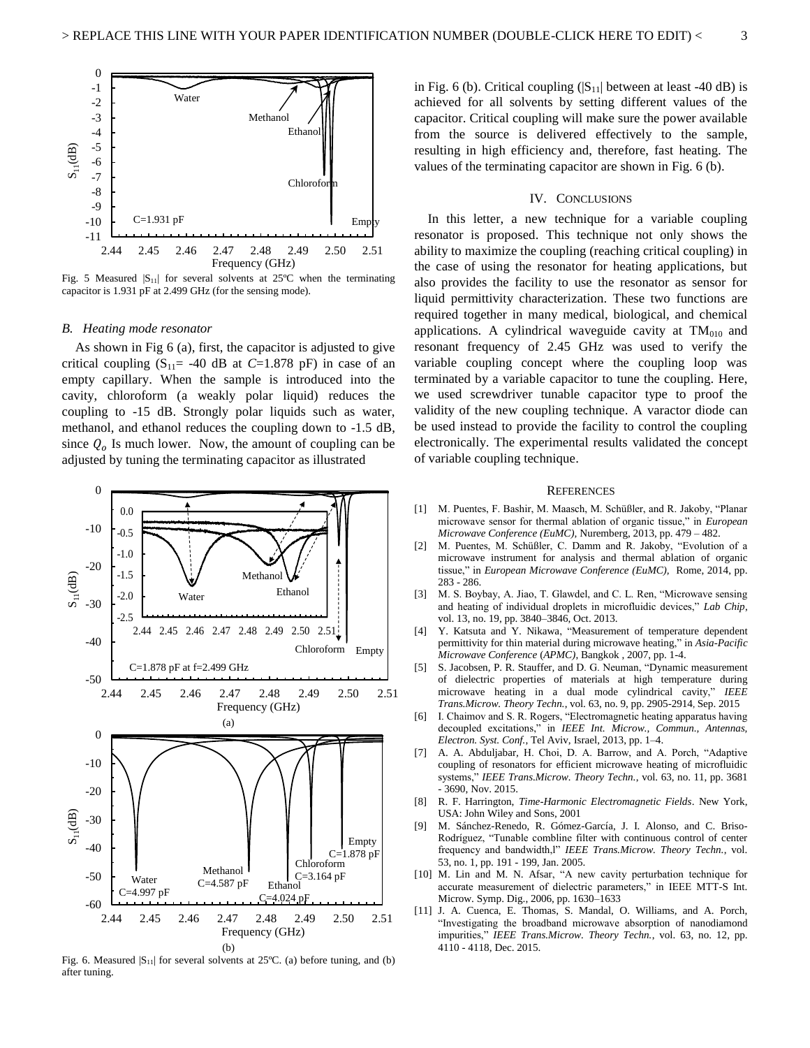0
-1
-2
-3
-4
-5
-6
-7
-8
-9
-10
-11

$S_{11}$(dB)

Water
Methanol
Ethanol
Chloroform
Empty
C=1.931 pF

2.44 2.45 2.46 2.47 2.48 2.49 2.50 2.51

Frequency (GHz)

Fig. 5 Measured $|S_{11}|$ for several solvents at 25ºC when the terminating capacitor is 1.931 pF at 2.499 GHz (for the sensing mode).

### *B. Heating mode resonator*

As shown in Fig 6 (a), first, the capacitor is adjusted to give critical coupling ($S_{11}$= -40 dB at *C*=1.878 pF) in case of an empty capillary. When the sample is introduced into the cavity, chloroform (a weakly polar liquid) reduces the coupling to -15 dB. Strongly polar liquids such as water, methanol, and ethanol reduces the coupling down to -1.5 dB, since $Q_o$ Is much lower. Now, the amount of coupling can be adjusted by tuning the terminating capacitor as illustrated

0
-10
-20
-30
-40
-50

$S_{11}$(dB)

0.0
-0.5
-1.0
-1.5
-2.0
-2.5

2.44 2.45 2.46 2.47 2.48 2.49 2.50 2.51

Methanol
Ethanol
Water
Chloroform
Empty
C=1.878 pF at f=2.499 GHz

2.44 2.45 2.46 2.47 2.48 2.49 2.50 2.51

Frequency (GHz)

(a)

0
-10
-20
-30
-40
-50
-60

$S_{11}$(dB)

Empty
C=1.878 pF
Chloroform
C=3.164 pF
Methanol
C=4.587 pF
Ethanol
C=4.024 pF
Water
C=4.997 pF

2.44 2.45 2.46 2.47 2.48 2.49 2.50 2.51

Frequency (GHz)

(b)

Fig. 6. Measured $|S_{11}|$ for several solvents at 25ºC. (a) before tuning, and (b) after tuning.

in Fig. 6 (b). Critical coupling ($|S_{11}|$ between at least -40 dB) is achieved for all solvents by setting different values of the capacitor. Critical coupling will make sure the power available from the source is delivered effectively to the sample, resulting in high efficiency and, therefore, fast heating. The values of the terminating capacitor are shown in Fig. 6 (b).

## IV. Conclusions

In this letter, a new technique for a variable coupling resonator is proposed. This technique not only shows the ability to maximize the coupling (reaching critical coupling) in the case of using the resonator for heating applications, but also provides the facility to use the resonator as sensor for liquid permittivity characterization. These two functions are required together in many medical, biological, and chemical applications. A cylindrical waveguide cavity at $TM_{010}$ and resonant frequency of 2.45 GHz was used to verify the variable coupling concept where the coupling loop was terminated by a variable capacitor to tune the coupling. Here, we used screwdriver tunable capacitor type to proof the validity of the new coupling technique. A varactor diode can be used instead to provide the facility to control the coupling electronically. The experimental results validated the concept of variable coupling technique.

## References

[1] M. Puentes, F. Bashir, M. Maasch, M. Schüßler, and R. Jakoby, "Planar microwave sensor for thermal ablation of organic tissue," in *European Microwave Conference (EuMC)*, Nuremberg, 2013, pp. 479 – 482.

[2] M. Puentes, M. Schüßler, C. Damm and R. Jakoby, "Evolution of a microwave instrument for analysis and thermal ablation of organic tissue," in *European Microwave Conference (EuMC),* Rome, 2014, pp. 283 - 286.

[3] M. S. Boybay, A. Jiao, T. Glawdel, and C. L. Ren, "Microwave sensing and heating of individual droplets in microfluidic devices," *Lab Chip*, vol. 13, no. 19, pp. 3840–3846, Oct. 2013.

[4] Y. Katsuta and Y. Nikawa, "Measurement of temperature dependent permittivity for thin material during microwave heating," in *Asia-Pacific Microwave Conference* (*APMC)*, Bangkok , 2007, pp. 1-4.

[5] S. Jacobsen, P. R. Stauffer, and D. G. Neuman, "Dynamic measurement of dielectric properties of materials at high temperature during microwave heating in a dual mode cylindrical cavity," *IEEE Trans.Microw. Theory Techn.*, vol. 63, no. 9, pp. 2905-2914, Sep. 2015

[6] I. Chaimov and S. R. Rogers, "Electromagnetic heating apparatus having decoupled excitations," in *IEEE Int. Microw., Commun., Antennas, Electron. Syst. Conf.*, Tel Aviv, Israel, 2013, pp. 1–4.

[7] A. A. Abduljabar, H. Choi, D. A. Barrow, and A. Porch, "Adaptive coupling of resonators for efficient microwave heating of microfluidic systems," *IEEE Trans.Microw. Theory Techn.*, vol. 63, no. 11, pp. 3681 - 3690, Nov. 2015.

[8] R. F. Harrington, *Time-Harmonic Electromagnetic Fields*. New York, USA: John Wiley and Sons, 2001

[9] M. Sánchez-Renedo, R. Gómez-García, J. I. Alonso, and C. Briso-Rodríguez, "Tunable combline filter with continuous control of center frequency and bandwidth,l" *IEEE Trans.Microw. Theory Techn.*, vol. 53, no. 1, pp. 191 - 199, Jan. 2005.

[10] M. Lin and M. N. Afsar, "A new cavity perturbation technique for accurate measurement of dielectric parameters," in IEEE MTT-S Int. Microw. Symp. Dig., 2006, pp. 1630–1633

[11] J. A. Cuenca, E. Thomas, S. Mandal, O. Williams, and A. Porch, "Investigating the broadband microwave absorption of nanodiamond impurities," *IEEE Trans.Microw. Theory Techn.*, vol. 63, no. 12, pp. 4110 - 4118, Dec. 2015.